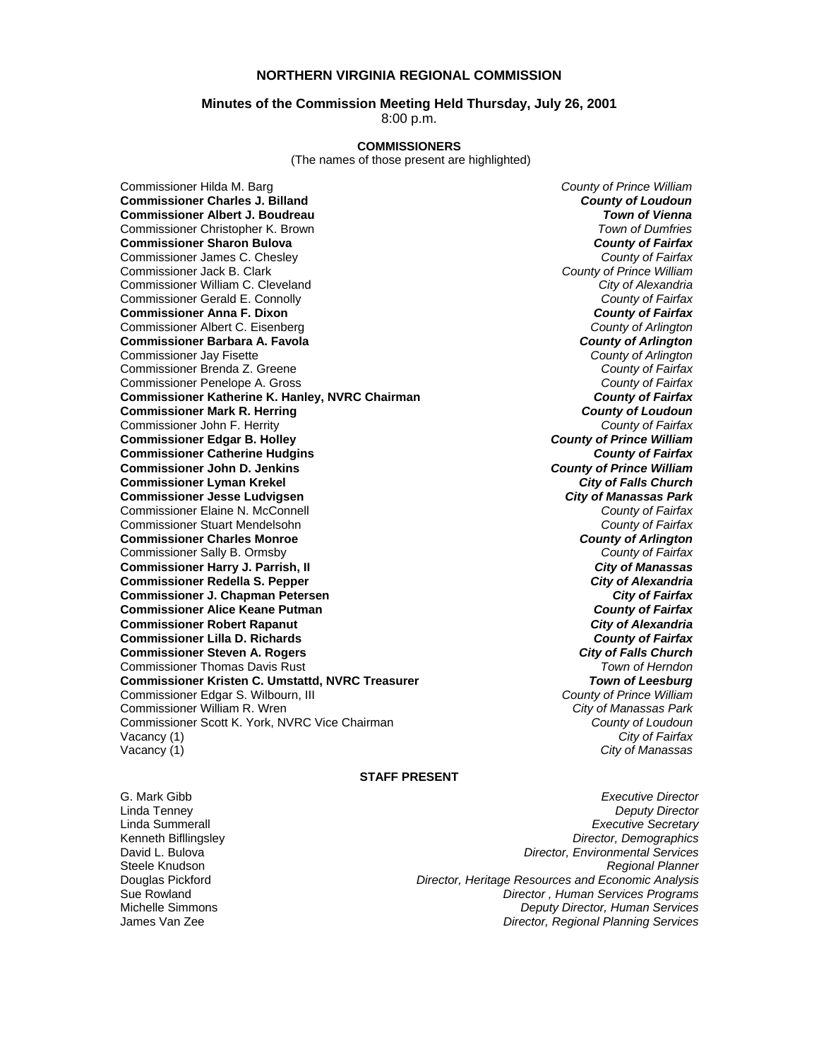# NORTHERN VIRGINIA REGIONAL COMMISSION

**Minutes of the Commission Meeting Held Thursday, July 26, 2001**
8:00 p.m.

**COMMISSIONERS**
(The names of those present are highlighted)

| Commissioner | Jurisdiction |
|---|---|
| Commissioner Hilda M. Barg | *County of Prince William* |
| **Commissioner Charles J. Billand** | ***County of Loudoun*** |
| **Commissioner Albert J. Boudreau** | ***Town of Vienna*** |
| Commissioner Christopher K. Brown | *Town of Dumfries* |
| **Commissioner Sharon Bulova** | ***County of Fairfax*** |
| Commissioner James C. Chesley | *County of Fairfax* |
| Commissioner Jack B. Clark | *County of Prince William* |
| Commissioner William C. Cleveland | *City of Alexandria* |
| Commissioner Gerald E. Connolly | *County of Fairfax* |
| **Commissioner Anna F. Dixon** | ***County of Fairfax*** |
| Commissioner Albert C. Eisenberg | *County of Arlington* |
| **Commissioner Barbara A. Favola** | ***County of Arlington*** |
| Commissioner Jay Fisette | *County of Arlington* |
| Commissioner Brenda Z. Greene | *County of Fairfax* |
| Commissioner Penelope A. Gross | *County of Fairfax* |
| **Commissioner Katherine K. Hanley, NVRC Chairman** | ***County of Fairfax*** |
| **Commissioner Mark R. Herring** | ***County of Loudoun*** |
| Commissioner John F. Herrity | *County of Fairfax* |
| **Commissioner Edgar B. Holley** | ***County of Prince William*** |
| **Commissioner Catherine Hudgins** | ***County of Fairfax*** |
| **Commissioner John D. Jenkins** | ***County of Prince William*** |
| **Commissioner Lyman Krekel** | ***City of Falls Church*** |
| **Commissioner Jesse Ludvigsen** | ***City of Manassas Park*** |
| Commissioner Elaine N. McConnell | *County of Fairfax* |
| Commissioner Stuart Mendelsohn | *County of Fairfax* |
| **Commissioner Charles Monroe** | ***County of Arlington*** |
| Commissioner Sally B. Ormsby | *County of Fairfax* |
| **Commissioner Harry J. Parrish, II** | ***City of Manassas*** |
| **Commissioner Redella S. Pepper** | ***City of Alexandria*** |
| **Commissioner J. Chapman Petersen** | ***City of Fairfax*** |
| **Commissioner Alice Keane Putman** | ***County of Fairfax*** |
| **Commissioner Robert Rapanut** | ***City of Alexandria*** |
| **Commissioner Lilla D. Richards** | ***County of Fairfax*** |
| **Commissioner Steven A. Rogers** | ***City of Falls Church*** |
| Commissioner Thomas Davis Rust | *Town of Herndon* |
| **Commissioner Kristen C. Umstattd, NVRC Treasurer** | ***Town of Leesburg*** |
| Commissioner Edgar S. Wilbourn, III | *County of Prince William* |
| Commissioner William R. Wren | *City of Manassas Park* |
| Commissioner Scott K. York, NVRC Vice Chairman | *County of Loudoun* |
| Vacancy (1) | *City of Fairfax* |
| Vacancy (1) | *City of Manassas* |

**STAFF PRESENT**

| Name | Title |
|---|---|
| G. Mark Gibb | *Executive Director* |
| Linda Tenney | *Deputy Director* |
| Linda Summerall | *Executive Secretary* |
| Kenneth Bifllingsley | *Director, Demographics* |
| David L. Bulova | *Director, Environmental Services* |
| Steele Knudson | *Regional Planner* |
| Douglas Pickford | *Director, Heritage Resources and Economic Analysis* |
| Sue Rowland | *Director , Human Services Programs* |
| Michelle Simmons | *Deputy Director, Human Services* |
| James Van Zee | *Director, Regional Planning Services* |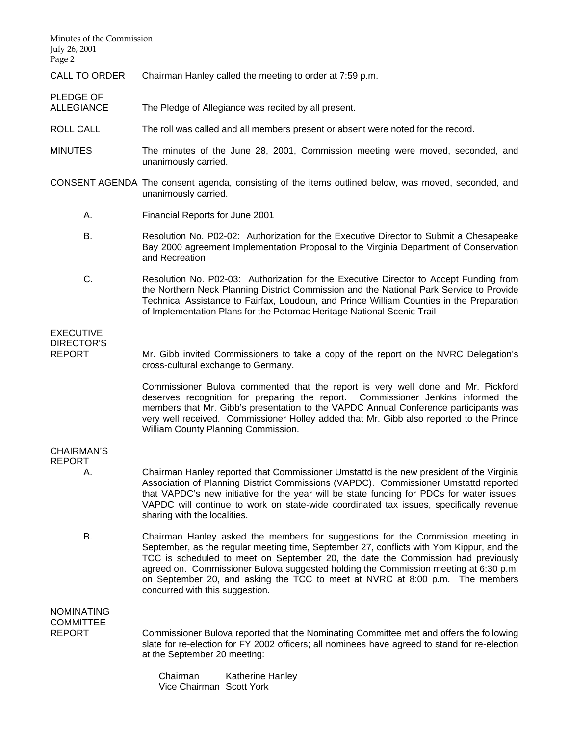**CALL TO ORDER** Chairman Hanley called the meeting to order at 7:59 p.m.

**PLEDGE OF ALLEGIANCE** The Pledge of Allegiance was recited by all present.

**ROLL CALL** The roll was called and all members present or absent were noted for the record.

**MINUTES** The minutes of the June 28, 2001, Commission meeting were moved, seconded, and unanimously carried.

**CONSENT AGENDA** The consent agenda, consisting of the items outlined below, was moved, seconded, and unanimously carried.

A. Financial Reports for June 2001

B. Resolution No. P02-02: Authorization for the Executive Director to Submit a Chesapeake Bay 2000 agreement Implementation Proposal to the Virginia Department of Conservation and Recreation

C. Resolution No. P02-03: Authorization for the Executive Director to Accept Funding from the Northern Neck Planning District Commission and the National Park Service to Provide Technical Assistance to Fairfax, Loudoun, and Prince William Counties in the Preparation of Implementation Plans for the Potomac Heritage National Scenic Trail

**EXECUTIVE DIRECTOR'S REPORT** Mr. Gibb invited Commissioners to take a copy of the report on the NVRC Delegation's cross-cultural exchange to Germany.

Commissioner Bulova commented that the report is very well done and Mr. Pickford deserves recognition for preparing the report. Commissioner Jenkins informed the members that Mr. Gibb's presentation to the VAPDC Annual Conference participants was very well received. Commissioner Holley added that Mr. Gibb also reported to the Prince William County Planning Commission.

**CHAIRMAN'S REPORT**

A. Chairman Hanley reported that Commissioner Umstattd is the new president of the Virginia Association of Planning District Commissions (VAPDC). Commissioner Umstattd reported that VAPDC's new initiative for the year will be state funding for PDCs for water issues. VAPDC will continue to work on state-wide coordinated tax issues, specifically revenue sharing with the localities.

B. Chairman Hanley asked the members for suggestions for the Commission meeting in September, as the regular meeting time, September 27, conflicts with Yom Kippur, and the TCC is scheduled to meet on September 20, the date the Commission had previously agreed on. Commissioner Bulova suggested holding the Commission meeting at 6:30 p.m. on September 20, and asking the TCC to meet at NVRC at 8:00 p.m. The members concurred with this suggestion.

**NOMINATING COMMITTEE REPORT** Commissioner Bulova reported that the Nominating Committee met and offers the following slate for re-election for FY 2002 officers; all nominees have agreed to stand for re-election at the September 20 meeting:

Chairman Katherine Hanley
Vice Chairman Scott York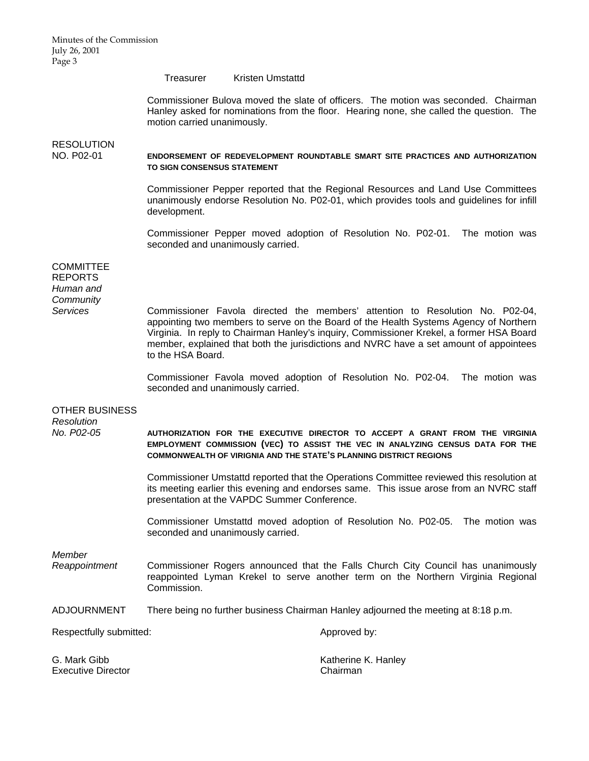Treasurer Kristen Umstattd

Commissioner Bulova moved the slate of officers. The motion was seconded. Chairman Hanley asked for nominations from the floor. Hearing none, she called the question. The motion carried unanimously.

**RESOLUTION NO. P02-01**

**ENDORSEMENT OF REDEVELOPMENT ROUNDTABLE SMART SITE PRACTICES AND AUTHORIZATION TO SIGN CONSENSUS STATEMENT**

Commissioner Pepper reported that the Regional Resources and Land Use Committees unanimously endorse Resolution No. P02-01, which provides tools and guidelines for infill development.

Commissioner Pepper moved adoption of Resolution No. P02-01. The motion was seconded and unanimously carried.

**COMMITTEE REPORTS**

*Human and Community Services*

Commissioner Favola directed the members' attention to Resolution No. P02-04, appointing two members to serve on the Board of the Health Systems Agency of Northern Virginia. In reply to Chairman Hanley's inquiry, Commissioner Krekel, a former HSA Board member, explained that both the jurisdictions and NVRC have a set amount of appointees to the HSA Board.

Commissioner Favola moved adoption of Resolution No. P02-04. The motion was seconded and unanimously carried.

**OTHER BUSINESS**

*Resolution No. P02-05*

**AUTHORIZATION FOR THE EXECUTIVE DIRECTOR TO ACCEPT A GRANT FROM THE VIRGINIA EMPLOYMENT COMMISSION (VEC) TO ASSIST THE VEC IN ANALYZING CENSUS DATA FOR THE COMMONWEALTH OF VIRIGNIA AND THE STATE'S PLANNING DISTRICT REGIONS**

Commissioner Umstattd reported that the Operations Committee reviewed this resolution at its meeting earlier this evening and endorses same. This issue arose from an NVRC staff presentation at the VAPDC Summer Conference.

Commissioner Umstattd moved adoption of Resolution No. P02-05. The motion was seconded and unanimously carried.

*Member Reappointment*

Commissioner Rogers announced that the Falls Church City Council has unanimously reappointed Lyman Krekel to serve another term on the Northern Virginia Regional Commission.

**ADJOURNMENT**

There being no further business Chairman Hanley adjourned the meeting at 8:18 p.m.

Respectfully submitted:

G. Mark Gibb
Executive Director

Approved by:

Katherine K. Hanley
Chairman